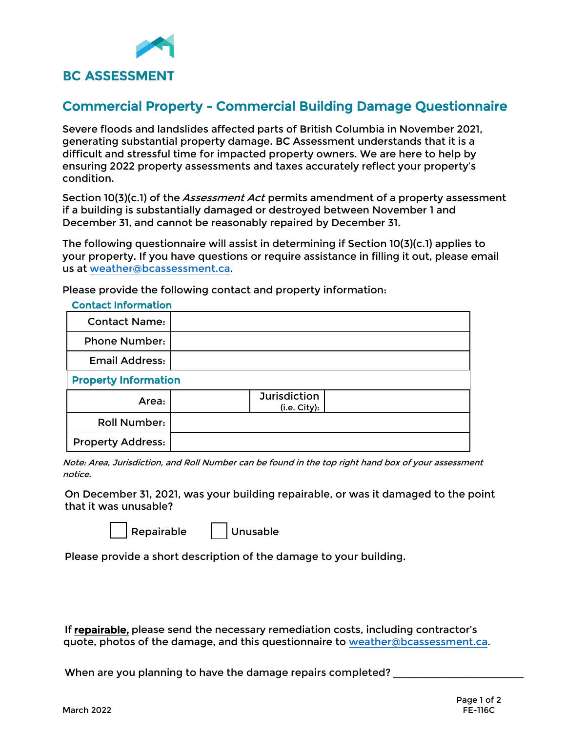**BC ASSESSMENT**

# Commercial Property - Commercial Building Damage Questionnaire

Severe floods and landslides affected parts of British Columbia in November 2021, generating substantial property damage. BC Assessment understands that it is a difficult and stressful time for impacted property owners. We are here to help by ensuring 2022 property assessments and taxes accurately reflect your property's condition.

Section 10(3)(c.1) of the *Assessment Act* permits amendment of a property assessment if a building is substantially damaged or destroyed between November 1 and December 31, and cannot be reasonably repaired by December 31.

The following questionnaire will assist in determining if Section 10(3)(c.1) applies to your property. If you have questions or require assistance in filling it out, please email us at weather@bcassessment.ca.

Please provide the following contact and property information:

## Contact Information

| | | | |
|---|---|---|---|
| Contact Name: | | | |
| Phone Number: | | | |
| Email Address: | | | |

## Property Information

| | | | |
|---|---|---|---|
| Area: | | Jurisdiction (i.e. City): | |
| Roll Number: | | | |
| Property Address: | | | |

*Note: Area, Jurisdiction, and Roll Number can be found in the top right hand box of your assessment notice.*

On December 31, 2021, was your building repairable, or was it damaged to the point that it was unusable?

☐ Repairable ☐ Unusable

Please provide a short description of the damage to your building.

If **repairable,** please send the necessary remediation costs, including contractor's quote, photos of the damage, and this questionnaire to weather@bcassessment.ca.

When are you planning to have the damage repairs completed? _______________________

March 2022

FE-116C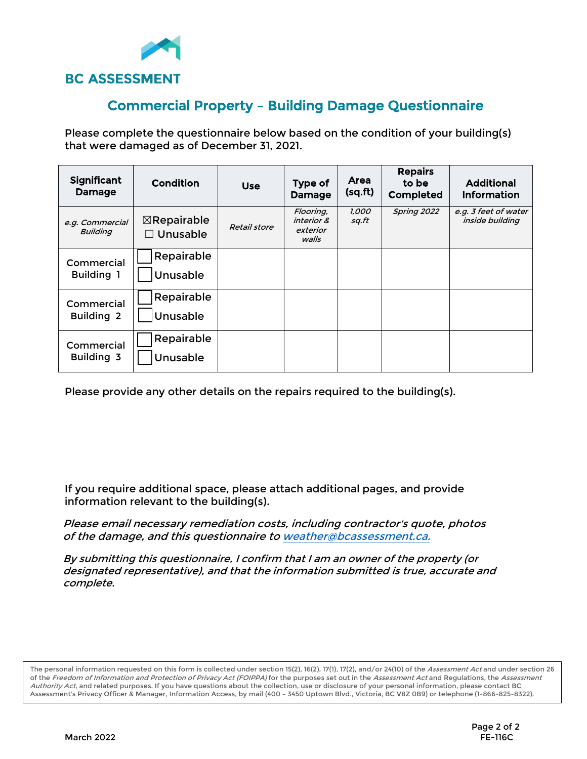BC ASSESSMENT

## Commercial Property – Building Damage Questionnaire

Please complete the questionnaire below based on the condition of your building(s) that were damaged as of December 31, 2021.

| Significant Damage | Condition | Use | Type of Damage | Area (sq.ft) | Repairs to be Completed | Additional Information |
|---|---|---|---|---|---|---|
| *e.g. Commercial Building* | ☒Repairable ☐ Unusable | *Retail store* | *Flooring, interior & exterior walls* | *1,000 sq.ft* | *Spring 2022* | *e.g. 3 feet of water inside building* |
| Commercial Building 1 | ☐ Repairable ☐ Unusable | | | | | |
| Commercial Building 2 | ☐ Repairable ☐ Unusable | | | | | |
| Commercial Building 3 | ☐ Repairable ☐ Unusable | | | | | |

Please provide any other details on the repairs required to the building(s).

If you require additional space, please attach additional pages, and provide information relevant to the building(s).

*Please email necessary remediation costs, including contractor's quote, photos of the damage, and this questionnaire to [weather@bcassessment.ca.](mailto:weather@bcassessment.ca)*

*By submitting this questionnaire, I confirm that I am an owner of the property (or designated representative), and that the information submitted is true, accurate and complete.*

The personal information requested on this form is collected under section 15(2), 16(2), 17(1), 17(2), and/or 24(10) of the *Assessment Act* and under section 26 of the *Freedom of Information and Protection of Privacy Act (FOIPPA)* for the purposes set out in the *Assessment Act* and Regulations, the *Assessment Authority Act*, and related purposes. If you have questions about the collection, use or disclosure of your personal information, please contact BC Assessment's Privacy Officer & Manager, Information Access, by mail (400 – 3450 Uptown Blvd., Victoria, BC V8Z 0B9) or telephone (1-866-825-8322).

March 2022

FE-116C